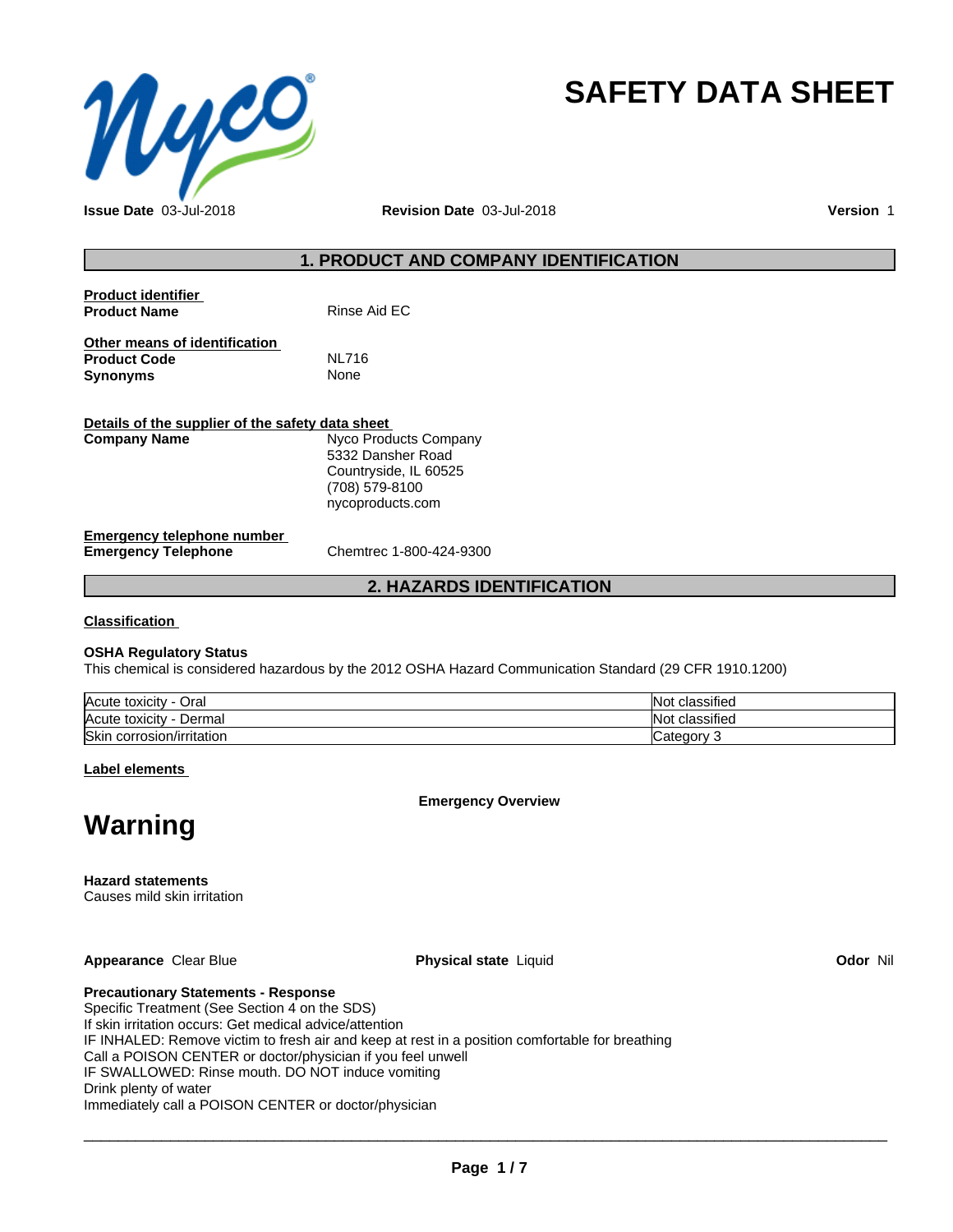# SAFETY DATA SHEET

**Issue Date** 03-Jul-2018 **Revision Date** 03-Jul-2018 **Version** 1

## 1. PRODUCT AND COMPANY IDENTIFICATION

**Product identifier**

**Product Name** Rinse Aid EC

**Other means of identification**

**Product Code** NL716

**Synonyms** None

**Details of the supplier of the safety data sheet**

**Company Name** Nyco Products Company
5332 Dansher Road
Countryside, IL 60525
(708) 579-8100
nycoproducts.com

**Emergency telephone number**

**Emergency Telephone** Chemtrec 1-800-424-9300

## 2. HAZARDS IDENTIFICATION

**Classification**

**OSHA Regulatory Status**
This chemical is considered hazardous by the 2012 OSHA Hazard Communication Standard (29 CFR 1910.1200)

| | |
|---|---|
| Acute toxicity - Oral | Not classified |
| Acute toxicity - Dermal | Not classified |
| Skin corrosion/irritation | Category 3 |

**Label elements**

**Emergency Overview**

# Warning

**Hazard statements**
Causes mild skin irritation

**Appearance** Clear Blue **Physical state** Liquid **Odor** Nil

**Precautionary Statements - Response**
Specific Treatment (See Section 4 on the SDS)
If skin irritation occurs: Get medical advice/attention
IF INHALED: Remove victim to fresh air and keep at rest in a position comfortable for breathing
Call a POISON CENTER or doctor/physician if you feel unwell
IF SWALLOWED: Rinse mouth. DO NOT induce vomiting
Drink plenty of water
Immediately call a POISON CENTER or doctor/physician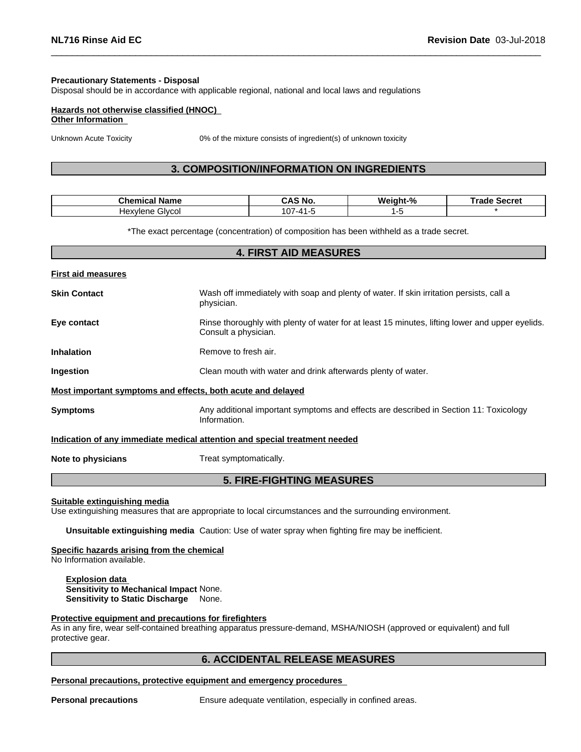**Precautionary Statements - Disposal**
Disposal should be in accordance with applicable regional, national and local laws and regulations

**Hazards not otherwise classified (HNOC)**
**Other Information**

Unknown Acute Toxicity 0% of the mixture consists of ingredient(s) of unknown toxicity

## 3. COMPOSITION/INFORMATION ON INGREDIENTS

| Chemical Name | CAS No. | Weight-% | Trade Secret |
|---|---|---|---|
| Hexylene Glycol | 107-41-5 | 1-5 | * |

*The exact percentage (concentration) of composition has been withheld as a trade secret.

## 4. FIRST AID MEASURES

**First aid measures**

**Skin Contact** Wash off immediately with soap and plenty of water. If skin irritation persists, call a physician.

**Eye contact** Rinse thoroughly with plenty of water for at least 15 minutes, lifting lower and upper eyelids. Consult a physician.

**Inhalation** Remove to fresh air.

**Ingestion** Clean mouth with water and drink afterwards plenty of water.

**Most important symptoms and effects, both acute and delayed**

**Symptoms** Any additional important symptoms and effects are described in Section 11: Toxicology Information.

**Indication of any immediate medical attention and special treatment needed**

**Note to physicians** Treat symptomatically.

## 5. FIRE-FIGHTING MEASURES

**Suitable extinguishing media**
Use extinguishing measures that are appropriate to local circumstances and the surrounding environment.

**Unsuitable extinguishing media** Caution: Use of water spray when fighting fire may be inefficient.

**Specific hazards arising from the chemical**
No Information available.

**Explosion data**
**Sensitivity to Mechanical Impact** None.
**Sensitivity to Static Discharge** None.

**Protective equipment and precautions for firefighters**
As in any fire, wear self-contained breathing apparatus pressure-demand, MSHA/NIOSH (approved or equivalent) and full protective gear.

## 6. ACCIDENTAL RELEASE MEASURES

**Personal precautions, protective equipment and emergency procedures**

**Personal precautions** Ensure adequate ventilation, especially in confined areas.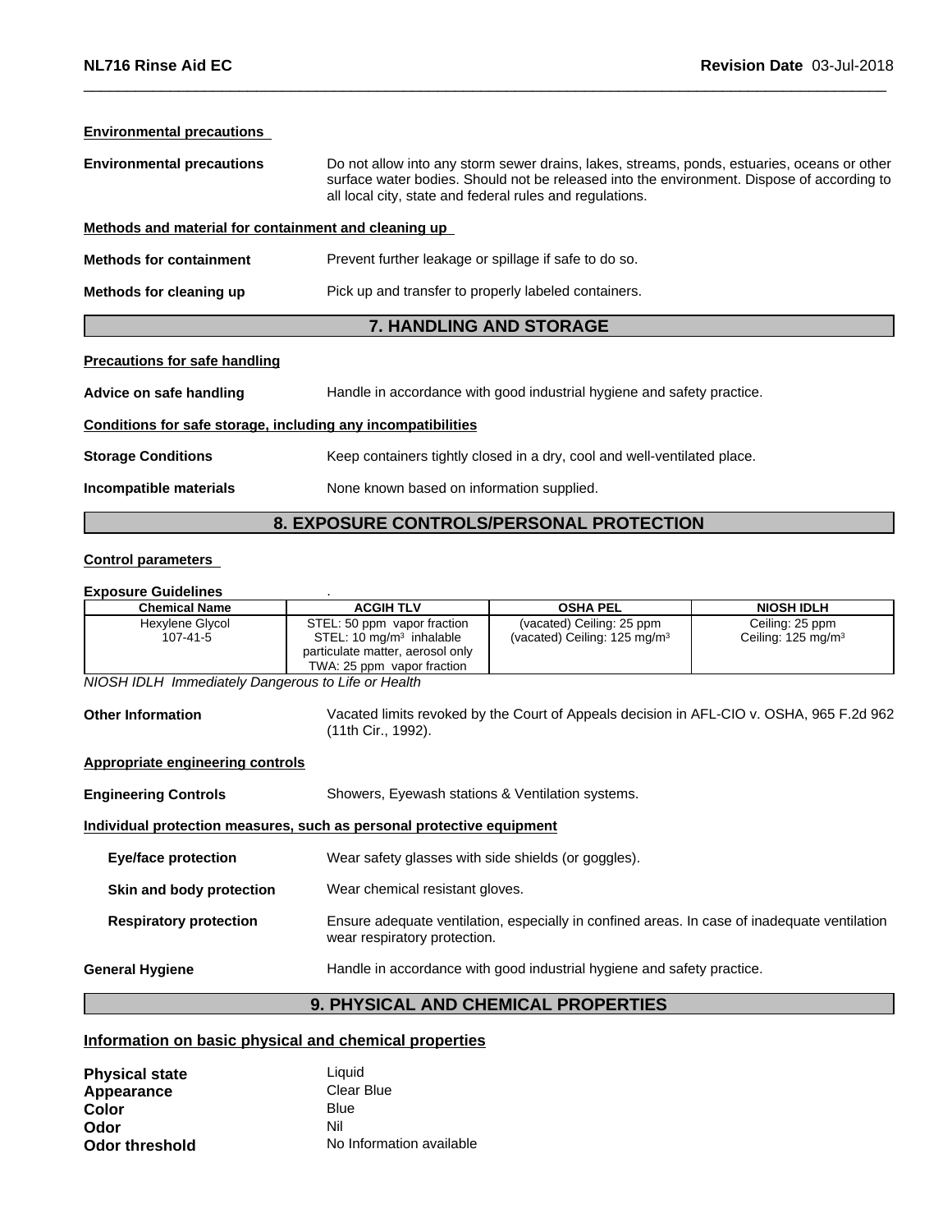**Environmental precautions**

**Environmental precautions** Do not allow into any storm sewer drains, lakes, streams, ponds, estuaries, oceans or other surface water bodies. Should not be released into the environment. Dispose of according to all local city, state and federal rules and regulations.

**Methods and material for containment and cleaning up**

**Methods for containment** Prevent further leakage or spillage if safe to do so.

**Methods for cleaning up** Pick up and transfer to properly labeled containers.

## 7. HANDLING AND STORAGE

**Precautions for safe handling**

**Advice on safe handling** Handle in accordance with good industrial hygiene and safety practice.

**Conditions for safe storage, including any incompatibilities**

**Storage Conditions** Keep containers tightly closed in a dry, cool and well-ventilated place.

**Incompatible materials** None known based on information supplied.

## 8. EXPOSURE CONTROLS/PERSONAL PROTECTION

**Control parameters**

**Exposure Guidelines** .

| Chemical Name | ACGIH TLV | OSHA PEL | NIOSH IDLH |
|---|---|---|---|
| Hexylene Glycol 107-41-5 | STEL: 50 ppm vapor fraction STEL: 10 mg/m³ inhalable particulate matter, aerosol only TWA: 25 ppm vapor fraction | (vacated) Ceiling: 25 ppm (vacated) Ceiling: 125 mg/m³ | Ceiling: 25 ppm Ceiling: 125 mg/m³ |

*NIOSH IDLH Immediately Dangerous to Life or Health*

**Other Information** Vacated limits revoked by the Court of Appeals decision in AFL-CIO v. OSHA, 965 F.2d 962 (11th Cir., 1992).

**Appropriate engineering controls**

**Engineering Controls** Showers, Eyewash stations & Ventilation systems.

**Individual protection measures, such as personal protective equipment**

**Eye/face protection** Wear safety glasses with side shields (or goggles).

**Skin and body protection** Wear chemical resistant gloves.

**Respiratory protection** Ensure adequate ventilation, especially in confined areas. In case of inadequate ventilation wear respiratory protection.

**General Hygiene** Handle in accordance with good industrial hygiene and safety practice.

## 9. PHYSICAL AND CHEMICAL PROPERTIES

**Information on basic physical and chemical properties**

**Physical state** Liquid
**Appearance** Clear Blue
**Color** Blue
**Odor** Nil
**Odor threshold** No Information available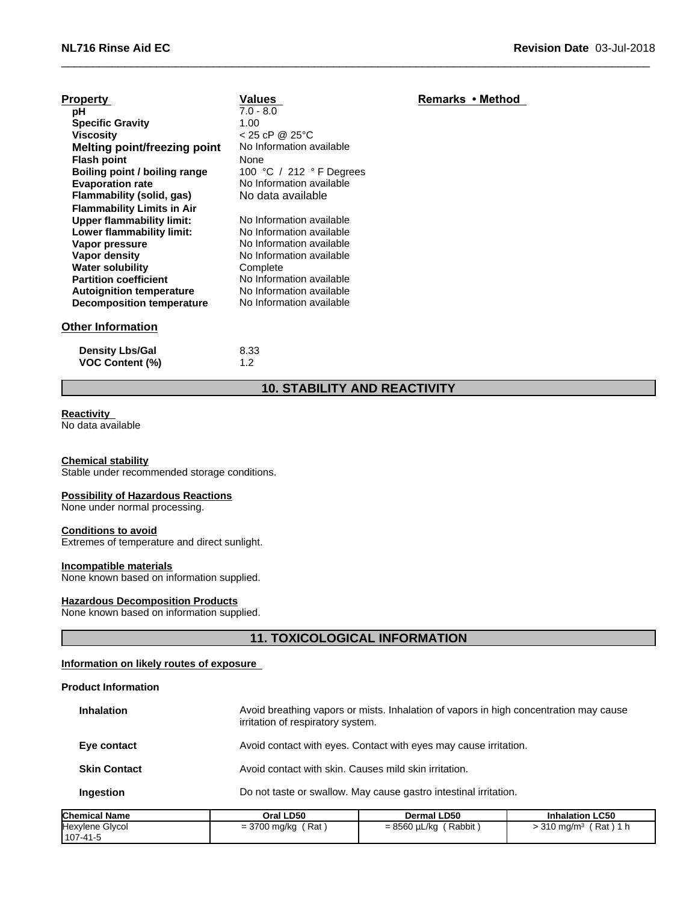| Property | Values | Remarks • Method |
|---|---|---|
| pH | 7.0 - 8.0 | |
| Specific Gravity | 1.00 | |
| Viscosity | < 25 cP @ 25°C | |
| Melting point/freezing point | No Information available | |
| Flash point | None | |
| Boiling point / boiling range | 100 °C / 212 ° F Degrees | |
| Evaporation rate | No Information available | |
| Flammability (solid, gas) | No data available | |
| Flammability Limits in Air | | |
| Upper flammability limit: | No Information available | |
| Lower flammability limit: | No Information available | |
| Vapor pressure | No Information available | |
| Vapor density | No Information available | |
| Water solubility | Complete | |
| Partition coefficient | No Information available | |
| Autoignition temperature | No Information available | |
| Decomposition temperature | No Information available | |

**Other Information**

| | |
|---|---|
| Density Lbs/Gal | 8.33 |
| VOC Content (%) | 1.2 |

## 10. STABILITY AND REACTIVITY

**Reactivity**
No data available

**Chemical stability**
Stable under recommended storage conditions.

**Possibility of Hazardous Reactions**
None under normal processing.

**Conditions to avoid**
Extremes of temperature and direct sunlight.

**Incompatible materials**
None known based on information supplied.

**Hazardous Decomposition Products**
None known based on information supplied.

## 11. TOXICOLOGICAL INFORMATION

**Information on likely routes of exposure**

**Product Information**

**Inhalation** Avoid breathing vapors or mists. Inhalation of vapors in high concentration may cause irritation of respiratory system.

**Eye contact** Avoid contact with eyes. Contact with eyes may cause irritation.

**Skin Contact** Avoid contact with skin. Causes mild skin irritation.

**Ingestion** Do not taste or swallow. May cause gastro intestinal irritation.

| Chemical Name | Oral LD50 | Dermal LD50 | Inhalation LC50 |
|---|---|---|---|
| Hexylene Glycol<br>107-41-5 | = 3700 mg/kg ( Rat ) | = 8560 µL/kg ( Rabbit ) | > 310 mg/m³ ( Rat ) 1 h |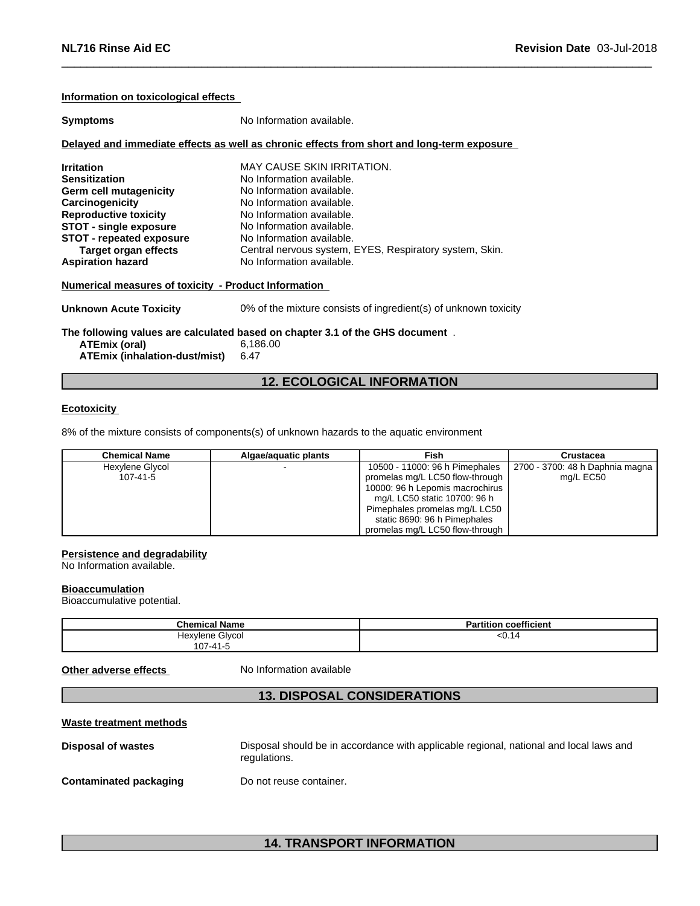### Information on toxicological effects

**Symptoms** No Information available.

#### Delayed and immediate effects as well as chronic effects from short and long-term exposure

**Irritation** MAY CAUSE SKIN IRRITATION.
**Sensitization** No Information available.
**Germ cell mutagenicity** No Information available.
**Carcinogenicity** No Information available.
**Reproductive toxicity** No Information available.
**STOT - single exposure** No Information available.
**STOT - repeated exposure** No Information available.
**Target organ effects** Central nervous system, EYES, Respiratory system, Skin.
**Aspiration hazard** No Information available.

#### Numerical measures of toxicity - Product Information

**Unknown Acute Toxicity** 0% of the mixture consists of ingredient(s) of unknown toxicity

**The following values are calculated based on chapter 3.1 of the GHS document** .
**ATEmix (oral)** 6,186.00
**ATEmix (inhalation-dust/mist)** 6.47

## 12. ECOLOGICAL INFORMATION

### Ecotoxicity

8% of the mixture consists of components(s) of unknown hazards to the aquatic environment

| Chemical Name | Algae/aquatic plants | Fish | Crustacea |
|---|---|---|---|
| Hexylene Glycol 107-41-5 | - | 10500 - 11000: 96 h Pimephales promelas mg/L LC50 flow-through 10000: 96 h Lepomis macrochirus mg/L LC50 static 10700: 96 h Pimephales promelas mg/L LC50 static 8690: 96 h Pimephales promelas mg/L LC50 flow-through | 2700 - 3700: 48 h Daphnia magna mg/L EC50 |

### Persistence and degradability
No Information available.

### Bioaccumulation
Bioaccumulative potential.

| Chemical Name | Partition coefficient |
|---|---|
| Hexylene Glycol 107-41-5 | <0.14 |

**Other adverse effects** No Information available

## 13. DISPOSAL CONSIDERATIONS

### Waste treatment methods

**Disposal of wastes** Disposal should be in accordance with applicable regional, national and local laws and regulations.

**Contaminated packaging** Do not reuse container.

## 14. TRANSPORT INFORMATION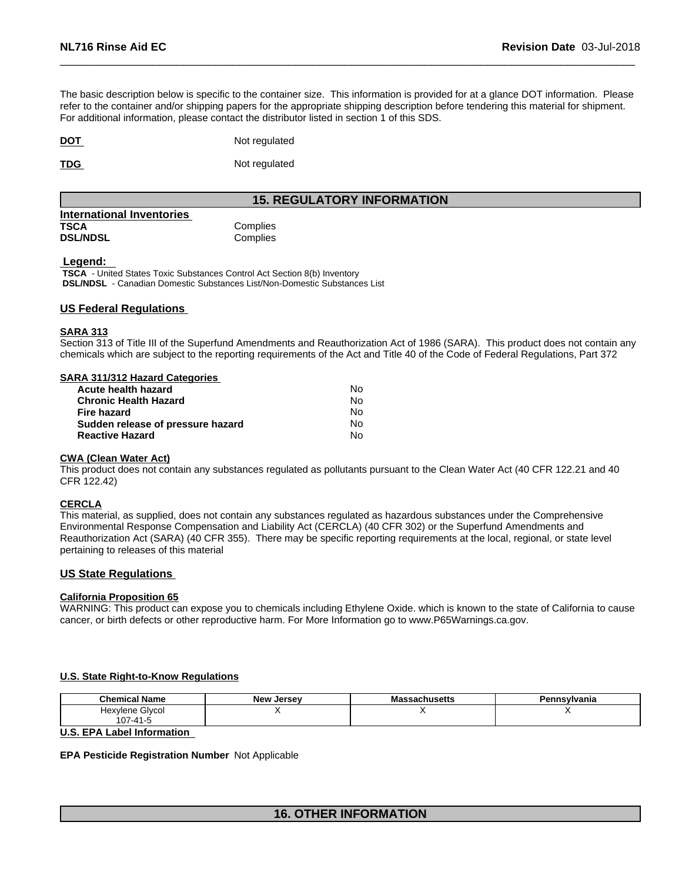The basic description below is specific to the container size. This information is provided for at a glance DOT information. Please refer to the container and/or shipping papers for the appropriate shipping description before tendering this material for shipment. For additional information, please contact the distributor listed in section 1 of this SDS.

**DOT** Not regulated

**TDG** Not regulated

## 15. REGULATORY INFORMATION

**International Inventories**

| | |
|---|---|
| **TSCA** | Complies |
| **DSL/NDSL** | Complies |

**Legend:**

**TSCA** - United States Toxic Substances Control Act Section 8(b) Inventory
**DSL/NDSL** - Canadian Domestic Substances List/Non-Domestic Substances List

### US Federal Regulations

**SARA 313**

Section 313 of Title III of the Superfund Amendments and Reauthorization Act of 1986 (SARA). This product does not contain any chemicals which are subject to the reporting requirements of the Act and Title 40 of the Code of Federal Regulations, Part 372

**SARA 311/312 Hazard Categories**

| | |
|---|---|
| **Acute health hazard** | No |
| **Chronic Health Hazard** | No |
| **Fire hazard** | No |
| **Sudden release of pressure hazard** | No |
| **Reactive Hazard** | No |

**CWA (Clean Water Act)**

This product does not contain any substances regulated as pollutants pursuant to the Clean Water Act (40 CFR 122.21 and 40 CFR 122.42)

**CERCLA**

This material, as supplied, does not contain any substances regulated as hazardous substances under the Comprehensive Environmental Response Compensation and Liability Act (CERCLA) (40 CFR 302) or the Superfund Amendments and Reauthorization Act (SARA) (40 CFR 355). There may be specific reporting requirements at the local, regional, or state level pertaining to releases of this material

### US State Regulations

**California Proposition 65**

WARNING: This product can expose you to chemicals including Ethylene Oxide. which is known to the state of California to cause cancer, or birth defects or other reproductive harm. For More Information go to www.P65Warnings.ca.gov.

**U.S. State Right-to-Know Regulations**

| Chemical Name | New Jersey | Massachusetts | Pennsylvania |
|---|---|---|---|
| Hexylene Glycol 107-41-5 | X | X | X |

**U.S. EPA Label Information**

**EPA Pesticide Registration Number** Not Applicable

## 16. OTHER INFORMATION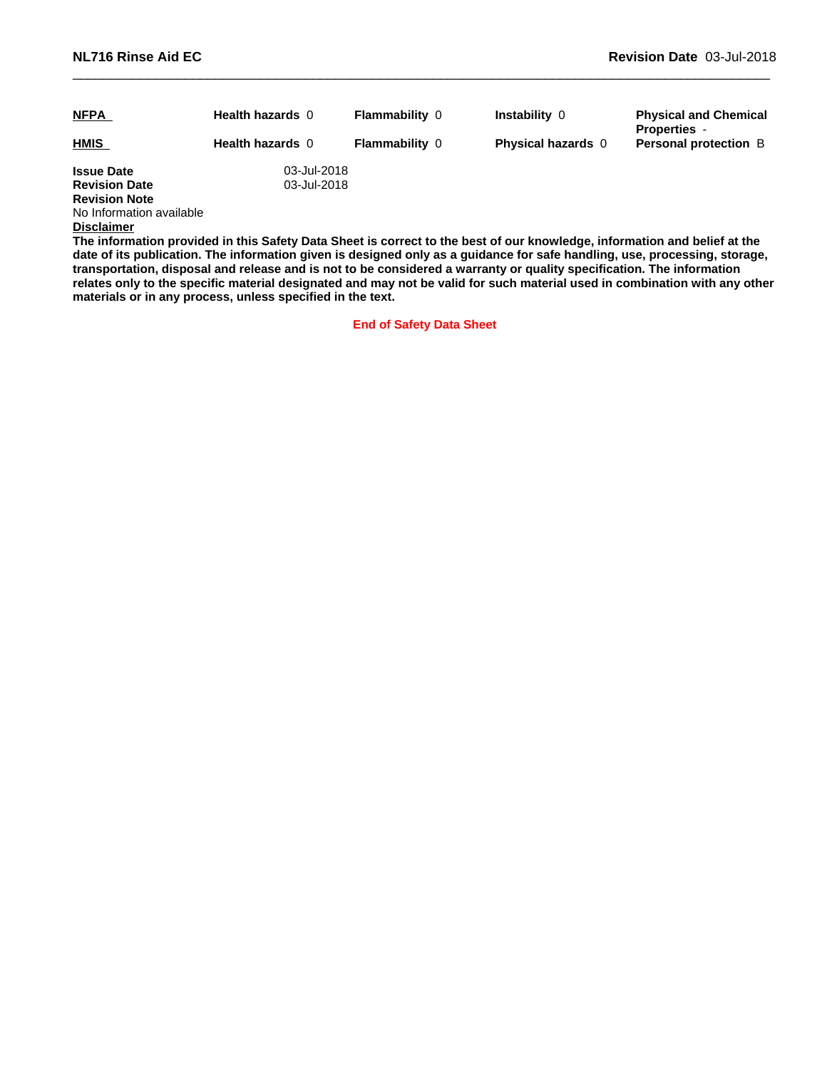| | | | | |
|---|---|---|---|---|
| **NFPA** | **Health hazards** 0 | **Flammability** 0 | **Instability** 0 | **Physical and Chemical Properties** - |
| **HMIS** | **Health hazards** 0 | **Flammability** 0 | **Physical hazards** 0 | **Personal protection** B |

**Issue Date** 03-Jul-2018
**Revision Date** 03-Jul-2018
**Revision Note**
No Information available

**Disclaimer**

**The information provided in this Safety Data Sheet is correct to the best of our knowledge, information and belief at the date of its publication. The information given is designed only as a guidance for safe handling, use, processing, storage, transportation, disposal and release and is not to be considered a warranty or quality specification. The information relates only to the specific material designated and may not be valid for such material used in combination with any other materials or in any process, unless specified in the text.**

**End of Safety Data Sheet**